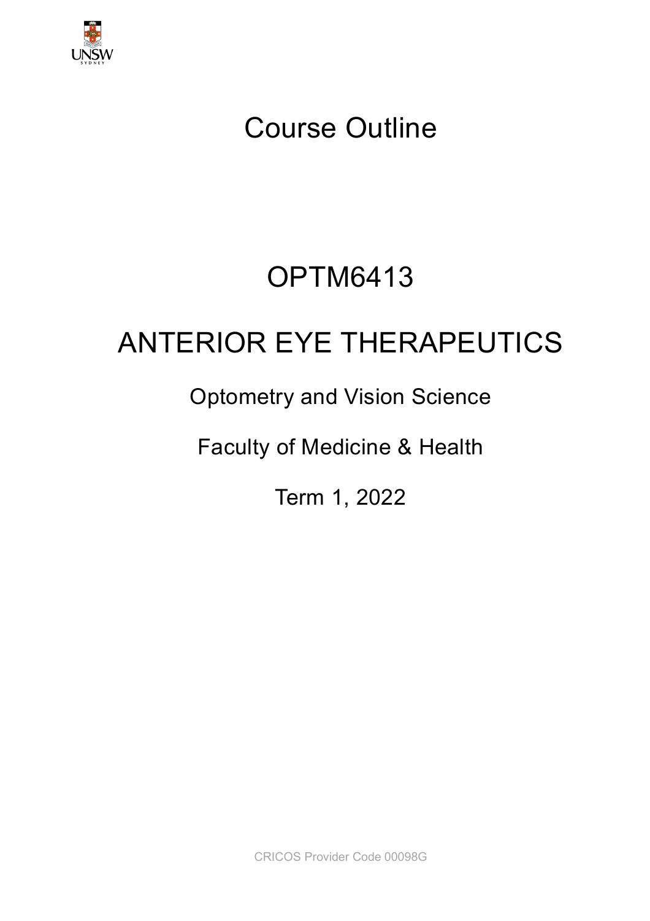# Course Outline

# OPTM6413

# ANTERIOR EYE THERAPEUTICS

Optometry and Vision Science

Faculty of Medicine & Health

Term 1, 2022

CRICOS Provider Code 00098G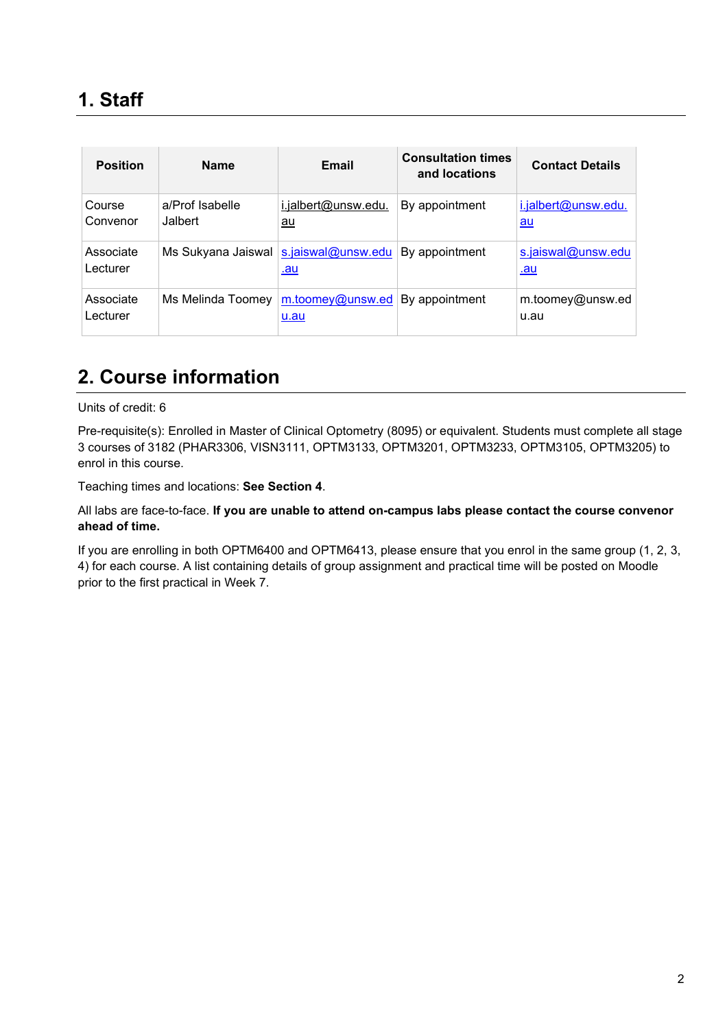# 1. Staff

| Position | Name | Email | Consultation times and locations | Contact Details |
|---|---|---|---|---|
| Course Convenor | a/Prof Isabelle Jalbert | i.jalbert@unsw.edu.au | By appointment | i.jalbert@unsw.edu.au |
| Associate Lecturer | Ms Sukyana Jaiswal | s.jaiswal@unsw.edu.au | By appointment | s.jaiswal@unsw.edu.au |
| Associate Lecturer | Ms Melinda Toomey | m.toomey@unsw.edu.au | By appointment | m.toomey@unsw.edu.au |

# 2. Course information

Units of credit: 6

Pre-requisite(s): Enrolled in Master of Clinical Optometry (8095) or equivalent. Students must complete all stage 3 courses of 3182 (PHAR3306, VISN3111, OPTM3133, OPTM3201, OPTM3233, OPTM3105, OPTM3205) to enrol in this course.

Teaching times and locations: **See Section 4**.

All labs are face-to-face. **If you are unable to attend on-campus labs please contact the course convenor ahead of time.**

If you are enrolling in both OPTM6400 and OPTM6413, please ensure that you enrol in the same group (1, 2, 3, 4) for each course. A list containing details of group assignment and practical time will be posted on Moodle prior to the first practical in Week 7.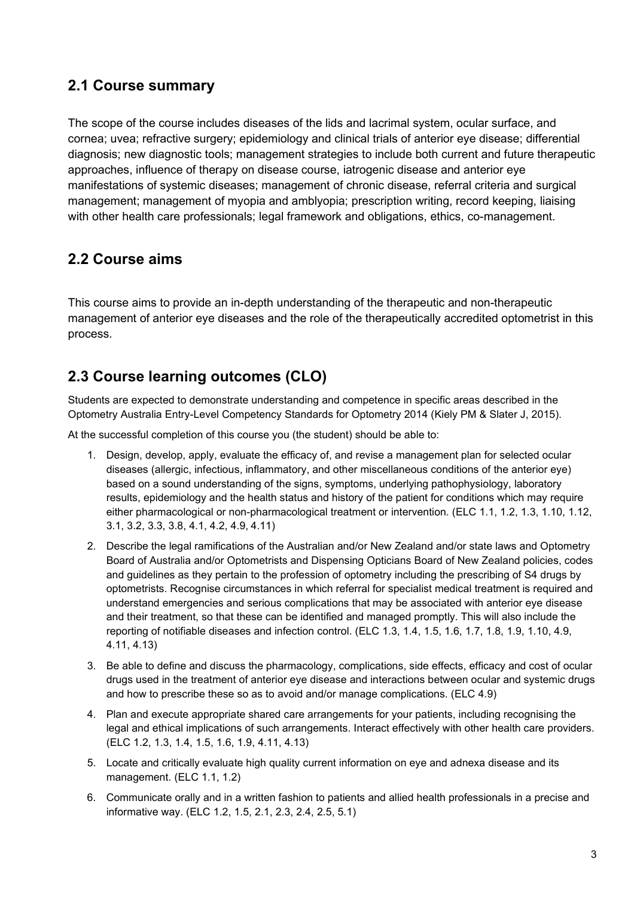## 2.1 Course summary

The scope of the course includes diseases of the lids and lacrimal system, ocular surface, and cornea; uvea; refractive surgery; epidemiology and clinical trials of anterior eye disease; differential diagnosis; new diagnostic tools; management strategies to include both current and future therapeutic approaches, influence of therapy on disease course, iatrogenic disease and anterior eye manifestations of systemic diseases; management of chronic disease, referral criteria and surgical management; management of myopia and amblyopia; prescription writing, record keeping, liaising with other health care professionals; legal framework and obligations, ethics, co-management.

## 2.2 Course aims

This course aims to provide an in-depth understanding of the therapeutic and non-therapeutic management of anterior eye diseases and the role of the therapeutically accredited optometrist in this process.

## 2.3 Course learning outcomes (CLO)

Students are expected to demonstrate understanding and competence in specific areas described in the Optometry Australia Entry-Level Competency Standards for Optometry 2014 (Kiely PM & Slater J, 2015).

At the successful completion of this course you (the student) should be able to:

1. Design, develop, apply, evaluate the efficacy of, and revise a management plan for selected ocular diseases (allergic, infectious, inflammatory, and other miscellaneous conditions of the anterior eye) based on a sound understanding of the signs, symptoms, underlying pathophysiology, laboratory results, epidemiology and the health status and history of the patient for conditions which may require either pharmacological or non-pharmacological treatment or intervention. (ELC 1.1, 1.2, 1.3, 1.10, 1.12, 3.1, 3.2, 3.3, 3.8, 4.1, 4.2, 4.9, 4.11)
2. Describe the legal ramifications of the Australian and/or New Zealand and/or state laws and Optometry Board of Australia and/or Optometrists and Dispensing Opticians Board of New Zealand policies, codes and guidelines as they pertain to the profession of optometry including the prescribing of S4 drugs by optometrists. Recognise circumstances in which referral for specialist medical treatment is required and understand emergencies and serious complications that may be associated with anterior eye disease and their treatment, so that these can be identified and managed promptly. This will also include the reporting of notifiable diseases and infection control. (ELC 1.3, 1.4, 1.5, 1.6, 1.7, 1.8, 1.9, 1.10, 4.9, 4.11, 4.13)
3. Be able to define and discuss the pharmacology, complications, side effects, efficacy and cost of ocular drugs used in the treatment of anterior eye disease and interactions between ocular and systemic drugs and how to prescribe these so as to avoid and/or manage complications. (ELC 4.9)
4. Plan and execute appropriate shared care arrangements for your patients, including recognising the legal and ethical implications of such arrangements. Interact effectively with other health care providers. (ELC 1.2, 1.3, 1.4, 1.5, 1.6, 1.9, 4.11, 4.13)
5. Locate and critically evaluate high quality current information on eye and adnexa disease and its management. (ELC 1.1, 1.2)
6. Communicate orally and in a written fashion to patients and allied health professionals in a precise and informative way. (ELC 1.2, 1.5, 2.1, 2.3, 2.4, 2.5, 5.1)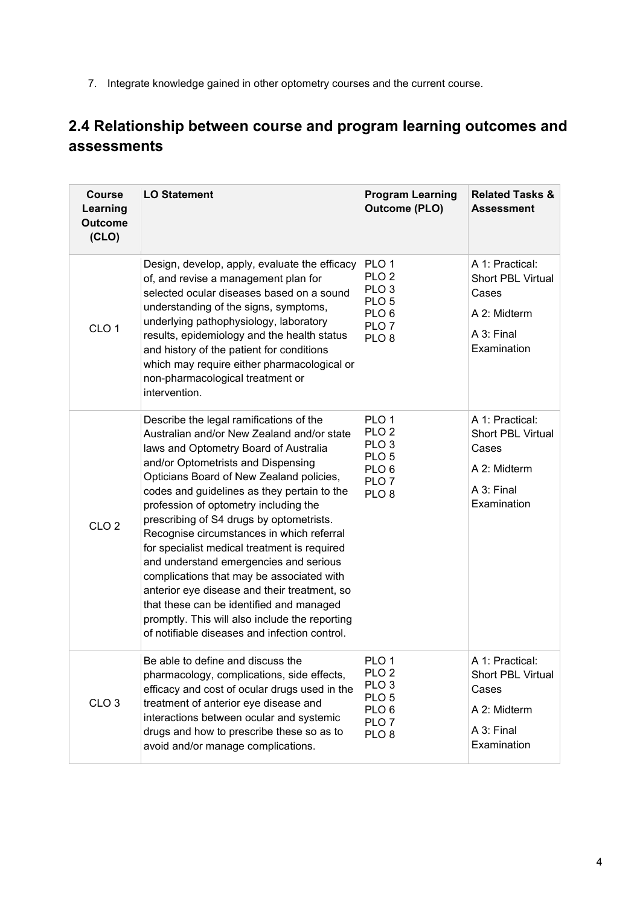7. Integrate knowledge gained in other optometry courses and the current course.

## 2.4 Relationship between course and program learning outcomes and assessments

| Course Learning Outcome (CLO) | LO Statement | Program Learning Outcome (PLO) | Related Tasks & Assessment |
|---|---|---|---|
| CLO 1 | Design, develop, apply, evaluate the efficacy of, and revise a management plan for selected ocular diseases based on a sound understanding of the signs, symptoms, underlying pathophysiology, laboratory results, epidemiology and the health status and history of the patient for conditions which may require either pharmacological or non-pharmacological treatment or intervention. | PLO 1<br>PLO 2<br>PLO 3<br>PLO 5<br>PLO 6<br>PLO 7<br>PLO 8 | A 1: Practical: Short PBL Virtual Cases<br>A 2: Midterm<br>A 3: Final Examination |
| CLO 2 | Describe the legal ramifications of the Australian and/or New Zealand and/or state laws and Optometry Board of Australia and/or Optometrists and Dispensing Opticians Board of New Zealand policies, codes and guidelines as they pertain to the profession of optometry including the prescribing of S4 drugs by optometrists. Recognise circumstances in which referral for specialist medical treatment is required and understand emergencies and serious complications that may be associated with anterior eye disease and their treatment, so that these can be identified and managed promptly. This will also include the reporting of notifiable diseases and infection control. | PLO 1<br>PLO 2<br>PLO 3<br>PLO 5<br>PLO 6<br>PLO 7<br>PLO 8 | A 1: Practical: Short PBL Virtual Cases<br>A 2: Midterm<br>A 3: Final Examination |
| CLO 3 | Be able to define and discuss the pharmacology, complications, side effects, efficacy and cost of ocular drugs used in the treatment of anterior eye disease and interactions between ocular and systemic drugs and how to prescribe these so as to avoid and/or manage complications. | PLO 1<br>PLO 2<br>PLO 3<br>PLO 5<br>PLO 6<br>PLO 7<br>PLO 8 | A 1: Practical: Short PBL Virtual Cases<br>A 2: Midterm<br>A 3: Final Examination |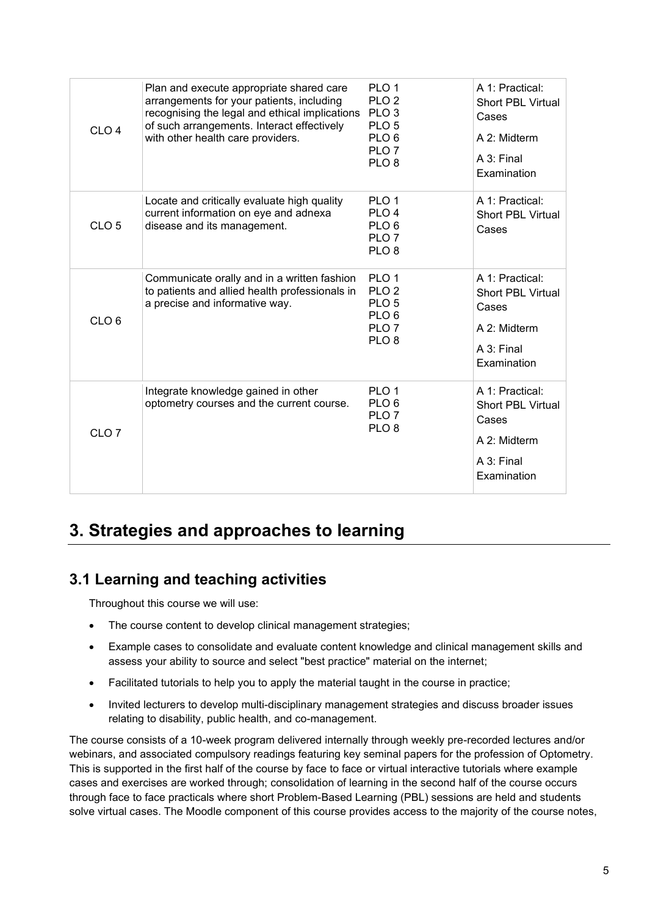| | | | |
|---|---|---|---|
| CLO 4 | Plan and execute appropriate shared care arrangements for your patients, including recognising the legal and ethical implications of such arrangements. Interact effectively with other health care providers. | PLO 1<br>PLO 2<br>PLO 3<br>PLO 5<br>PLO 6<br>PLO 7<br>PLO 8 | A 1: Practical: Short PBL Virtual Cases<br>A 2: Midterm<br>A 3: Final Examination |
| CLO 5 | Locate and critically evaluate high quality current information on eye and adnexa disease and its management. | PLO 1<br>PLO 4<br>PLO 6<br>PLO 7<br>PLO 8 | A 1: Practical: Short PBL Virtual Cases |
| CLO 6 | Communicate orally and in a written fashion to patients and allied health professionals in a precise and informative way. | PLO 1<br>PLO 2<br>PLO 5<br>PLO 6<br>PLO 7<br>PLO 8 | A 1: Practical: Short PBL Virtual Cases<br>A 2: Midterm<br>A 3: Final Examination |
| CLO 7 | Integrate knowledge gained in other optometry courses and the current course. | PLO 1<br>PLO 6<br>PLO 7<br>PLO 8 | A 1: Practical: Short PBL Virtual Cases<br>A 2: Midterm<br>A 3: Final Examination |

# 3. Strategies and approaches to learning

## 3.1 Learning and teaching activities

Throughout this course we will use:

- The course content to develop clinical management strategies;
- Example cases to consolidate and evaluate content knowledge and clinical management skills and assess your ability to source and select "best practice" material on the internet;
- Facilitated tutorials to help you to apply the material taught in the course in practice;
- Invited lecturers to develop multi-disciplinary management strategies and discuss broader issues relating to disability, public health, and co-management.

The course consists of a 10-week program delivered internally through weekly pre-recorded lectures and/or webinars, and associated compulsory readings featuring key seminal papers for the profession of Optometry. This is supported in the first half of the course by face to face or virtual interactive tutorials where example cases and exercises are worked through; consolidation of learning in the second half of the course occurs through face to face practicals where short Problem-Based Learning (PBL) sessions are held and students solve virtual cases. The Moodle component of this course provides access to the majority of the course notes,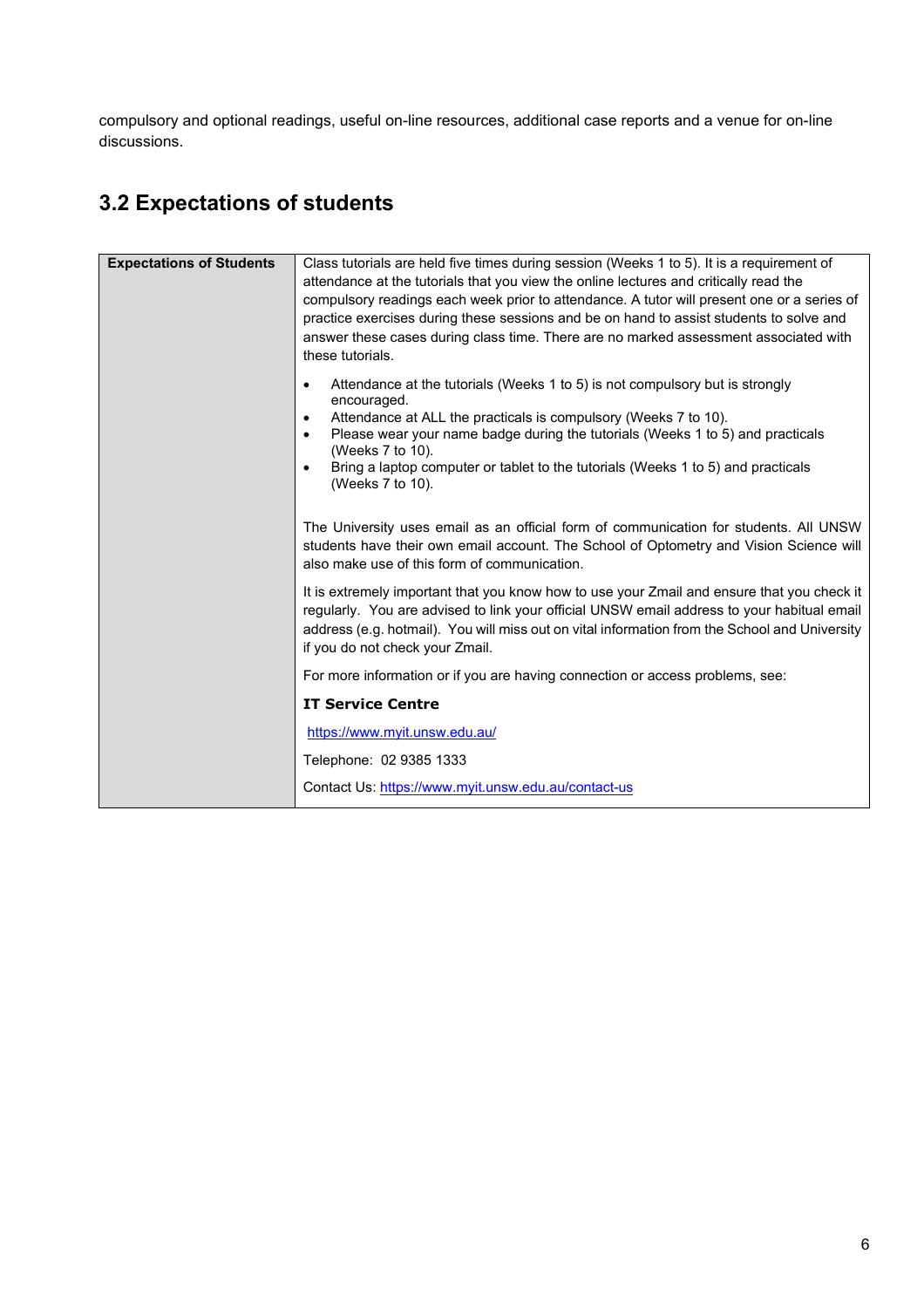compulsory and optional readings, useful on-line resources, additional case reports and a venue for on-line discussions.

## 3.2 Expectations of students

| **Expectations of Students** | Class tutorials are held five times during session (Weeks 1 to 5). It is a requirement of attendance at the tutorials that you view the online lectures and critically read the compulsory readings each week prior to attendance. A tutor will present one or a series of practice exercises during these sessions and be on hand to assist students to solve and answer these cases during class time. There are no marked assessment associated with these tutorials.<br><br>• Attendance at the tutorials (Weeks 1 to 5) is not compulsory but is strongly encouraged.<br>• Attendance at ALL the practicals is compulsory (Weeks 7 to 10).<br>• Please wear your name badge during the tutorials (Weeks 1 to 5) and practicals (Weeks 7 to 10).<br>• Bring a laptop computer or tablet to the tutorials (Weeks 1 to 5) and practicals (Weeks 7 to 10).<br><br>The University uses email as an official form of communication for students. All UNSW students have their own email account. The School of Optometry and Vision Science will also make use of this form of communication.<br><br>It is extremely important that you know how to use your Zmail and ensure that you check it regularly. You are advised to link your official UNSW email address to your habitual email address (e.g. hotmail). You will miss out on vital information from the School and University if you do not check your Zmail.<br><br>For more information or if you are having connection or access problems, see:<br><br>**IT Service Centre**<br><br>https://www.myit.unsw.edu.au/<br><br>Telephone: 02 9385 1333<br><br>Contact Us: https://www.myit.unsw.edu.au/contact-us |
|---|---|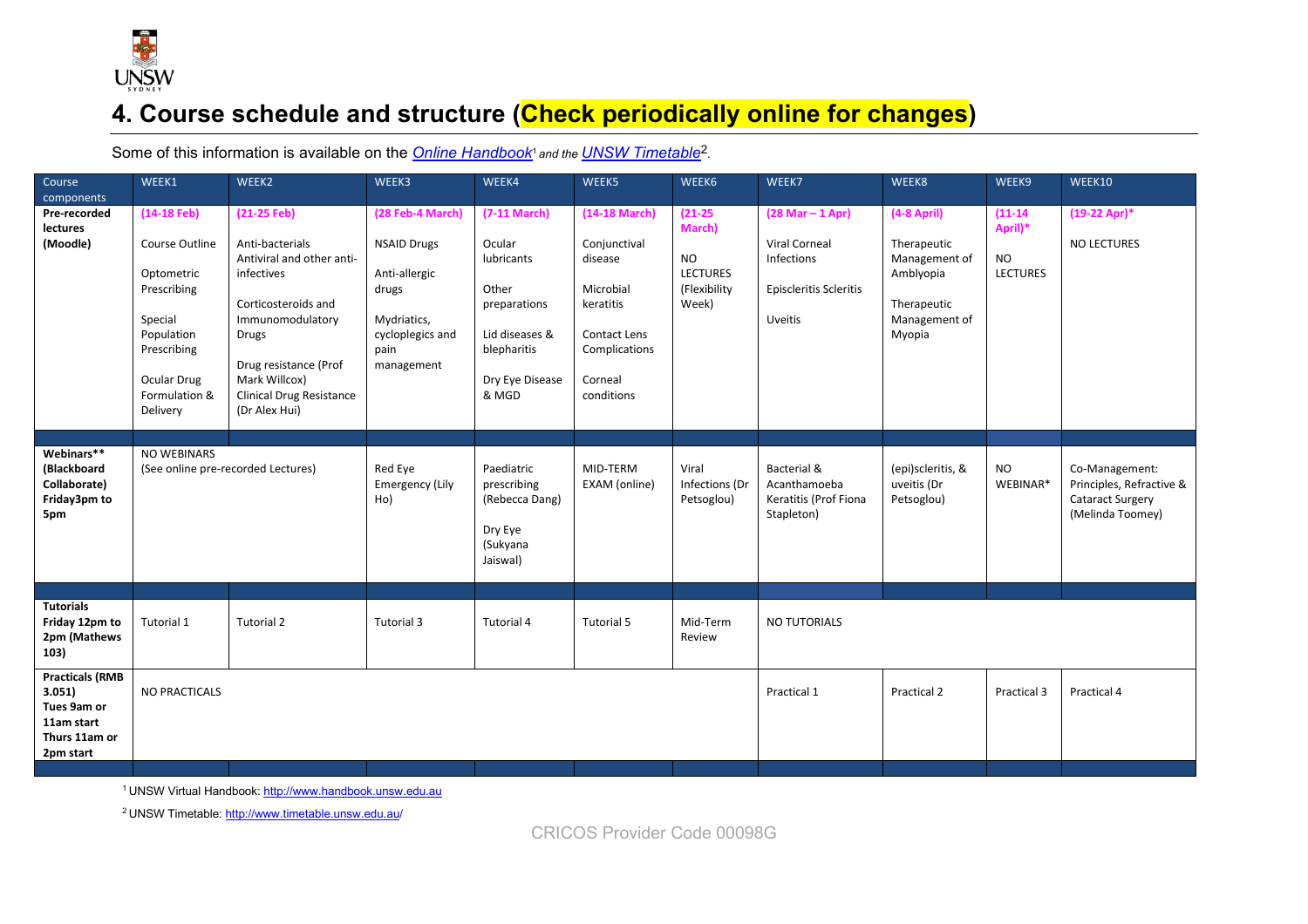# 4. Course schedule and structure (Check periodically online for changes)

Some of this information is available on the *Online Handbook*[1] *and the* *UNSW Timetable*[2].

| Course components | WEEK1 | WEEK2 | WEEK3 | WEEK4 | WEEK5 | WEEK6 | WEEK7 | WEEK8 | WEEK9 | WEEK10 |
|---|---|---|---|---|---|---|---|---|---|---|
| **Pre-recorded lectures (Moodle)** | **(14-18 Feb)**<br><br>Course Outline<br><br>Optometric Prescribing<br><br>Special Population Prescribing<br><br>Ocular Drug Formulation & Delivery | **(21-25 Feb)**<br><br>Anti-bacterials Antiviral and other anti-infectives<br><br>Corticosteroids and Immunomodulatory Drugs<br><br>Drug resistance (Prof Mark Willcox)<br>Clinical Drug Resistance (Dr Alex Hui) | **(28 Feb-4 March)**<br><br>NSAID Drugs<br><br>Anti-allergic drugs<br><br>Mydriatics, cycloplegics and pain management | **(7-11 March)**<br><br>Ocular lubricants<br><br>Other preparations<br><br>Lid diseases & blepharitis<br><br>Dry Eye Disease & MGD | **(14-18 March)**<br><br>Conjunctival disease<br><br>Microbial keratitis<br><br>Contact Lens Complications<br><br>Corneal conditions | **(21-25 March)**<br><br>NO LECTURES (Flexibility Week) | **(28 Mar – 1 Apr)**<br><br>Viral Corneal Infections<br><br>Episcleritis Scleritis<br><br>Uveitis | **(4-8 April)**<br><br>Therapeutic Management of Amblyopia<br><br>Therapeutic Management of Myopia | **(11-14 April)***<br><br>NO LECTURES | **(19-22 Apr)***<br><br>NO LECTURES |
| **Webinars** (Blackboard Collaborate) Friday3pm to 5pm** | NO WEBINARS (See online pre-recorded Lectures) | | Red Eye Emergency (Lily Ho) | Paediatric prescribing (Rebecca Dang)<br><br>Dry Eye (Sukyana Jaiswal) | MID-TERM EXAM (online) | Viral Infections (Dr Petsoglou) | Bacterial & Acanthamoeba Keratitis (Prof Fiona Stapleton) | (epi)scleritis, & uveitis (Dr Petsoglou) | NO WEBINAR* | Co-Management: Principles, Refractive & Cataract Surgery (Melinda Toomey) |
| **Tutorials Friday 12pm to 2pm (Mathews 103)** | Tutorial 1 | Tutorial 2 | Tutorial 3 | Tutorial 4 | Tutorial 5 | Mid-Term Review | NO TUTORIALS | | | |
| **Practicals (RMB 3.051) Tues 9am or 11am start Thurs 11am or 2pm start** | NO PRACTICALS | | | | | | Practical 1 | Practical 2 | Practical 3 | Practical 4 |

[1] UNSW Virtual Handbook: http://www.handbook.unsw.edu.au

[2] UNSW Timetable: http://www.timetable.unsw.edu.au/

CRICOS Provider Code 00098G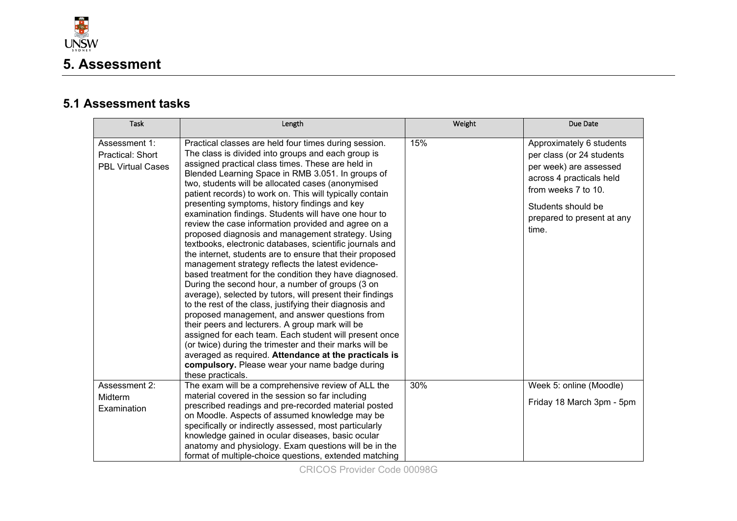# 5. Assessment

## 5.1 Assessment tasks

| Task | Length | Weight | Due Date |
|---|---|---|---|
| Assessment 1: Practical: Short PBL Virtual Cases | Practical classes are held four times during session. The class is divided into groups and each group is assigned practical class times. These are held in Blended Learning Space in RMB 3.051. In groups of two, students will be allocated cases (anonymised patient records) to work on. This will typically contain presenting symptoms, history findings and key examination findings. Students will have one hour to review the case information provided and agree on a proposed diagnosis and management strategy. Using textbooks, electronic databases, scientific journals and the internet, students are to ensure that their proposed management strategy reflects the latest evidence-based treatment for the condition they have diagnosed. During the second hour, a number of groups (3 on average), selected by tutors, will present their findings to the rest of the class, justifying their diagnosis and proposed management, and answer questions from their peers and lecturers. A group mark will be assigned for each team. Each student will present once (or twice) during the trimester and their marks will be averaged as required. **Attendance at the practicals is compulsory.** Please wear your name badge during these practicals. | 15% | Approximately 6 students per class (or 24 students per week) are assessed across 4 practicals held from weeks 7 to 10.<br><br>Students should be prepared to present at any time. |
| Assessment 2: Midterm Examination | The exam will be a comprehensive review of ALL the material covered in the session so far including prescribed readings and pre-recorded material posted on Moodle. Aspects of assumed knowledge may be specifically or indirectly assessed, most particularly knowledge gained in ocular diseases, basic ocular anatomy and physiology. Exam questions will be in the format of multiple-choice questions, extended matching | 30% | Week 5: online (Moodle)<br><br>Friday 18 March 3pm - 5pm |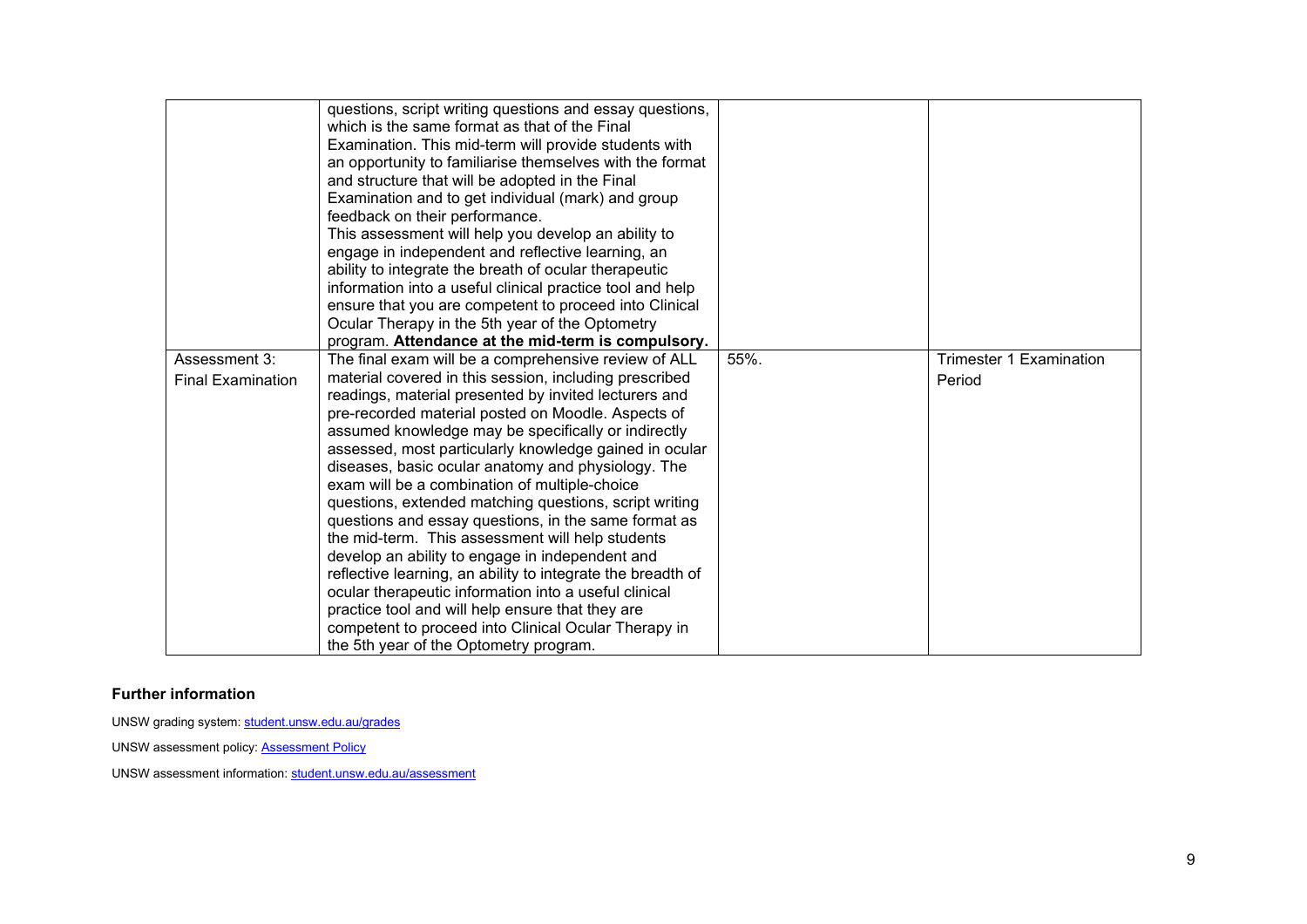| | | | |
|---|---|---|---|
| | questions, script writing questions and essay questions, which is the same format as that of the Final Examination. This mid-term will provide students with an opportunity to familiarise themselves with the format and structure that will be adopted in the Final Examination and to get individual (mark) and group feedback on their performance.<br>This assessment will help you develop an ability to engage in independent and reflective learning, an ability to integrate the breath of ocular therapeutic information into a useful clinical practice tool and help ensure that you are competent to proceed into Clinical Ocular Therapy in the 5th year of the Optometry program. **Attendance at the mid-term is compulsory.** | | |
| Assessment 3: Final Examination | The final exam will be a comprehensive review of ALL material covered in this session, including prescribed readings, material presented by invited lecturers and pre-recorded material posted on Moodle. Aspects of assumed knowledge may be specifically or indirectly assessed, most particularly knowledge gained in ocular diseases, basic ocular anatomy and physiology. The exam will be a combination of multiple-choice questions, extended matching questions, script writing questions and essay questions, in the same format as the mid-term. This assessment will help students develop an ability to engage in independent and reflective learning, an ability to integrate the breadth of ocular therapeutic information into a useful clinical practice tool and will help ensure that they are competent to proceed into Clinical Ocular Therapy in the 5th year of the Optometry program. | 55%. | Trimester 1 Examination Period |

**Further information**

UNSW grading system: student.unsw.edu.au/grades

UNSW assessment policy: Assessment Policy

UNSW assessment information: student.unsw.edu.au/assessment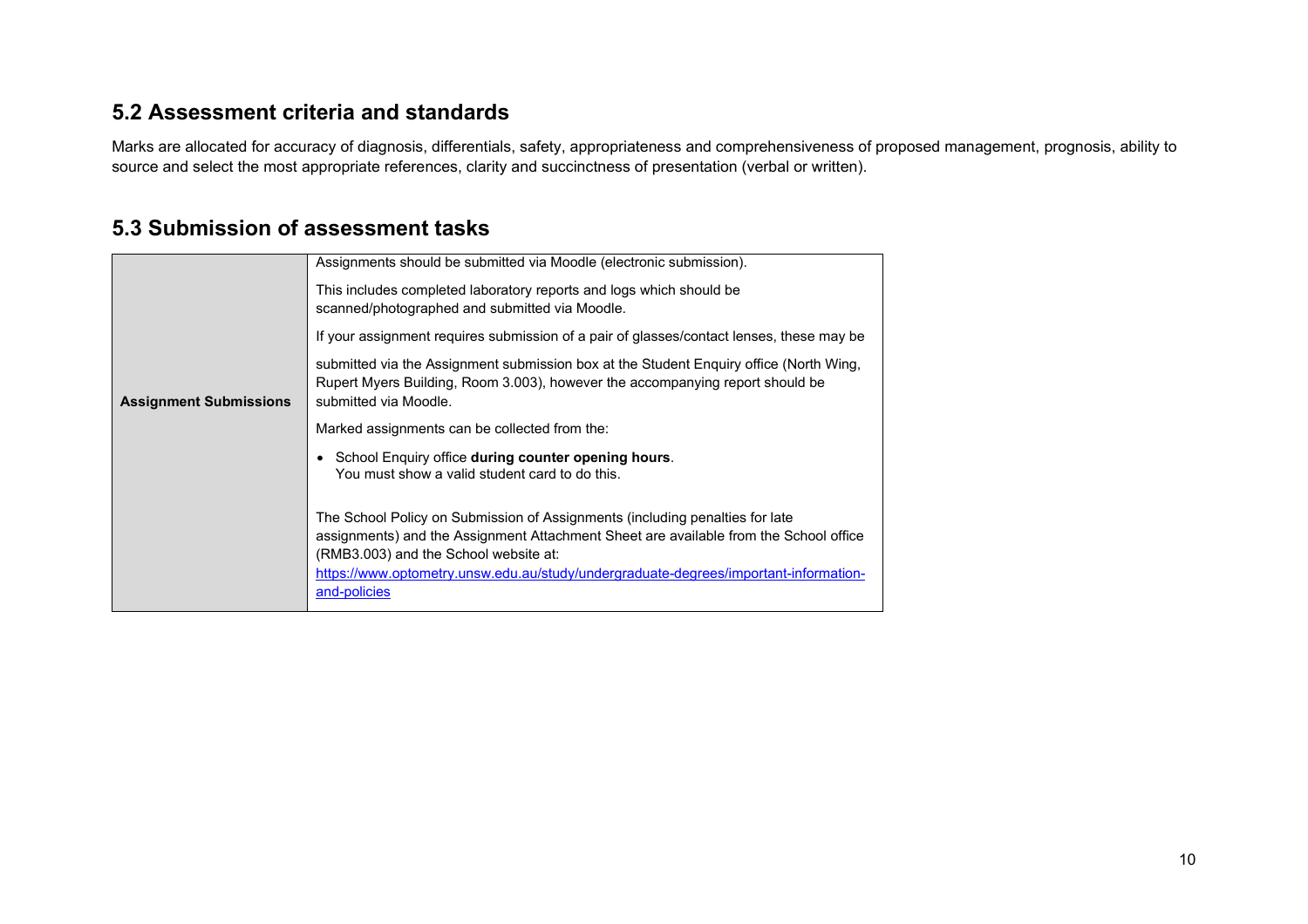## 5.2 Assessment criteria and standards

Marks are allocated for accuracy of diagnosis, differentials, safety, appropriateness and comprehensiveness of proposed management, prognosis, ability to source and select the most appropriate references, clarity and succinctness of presentation (verbal or written).

## 5.3 Submission of assessment tasks

| | |
|---|---|
| **Assignment Submissions** | Assignments should be submitted via Moodle (electronic submission).<br><br>This includes completed laboratory reports and logs which should be scanned/photographed and submitted via Moodle.<br><br>If your assignment requires submission of a pair of glasses/contact lenses, these may be<br><br>submitted via the Assignment submission box at the Student Enquiry office (North Wing, Rupert Myers Building, Room 3.003), however the accompanying report should be submitted via Moodle.<br><br>Marked assignments can be collected from the:<br><br>• School Enquiry office **during counter opening hours**. You must show a valid student card to do this.<br><br>The School Policy on Submission of Assignments (including penalties for late assignments) and the Assignment Attachment Sheet are available from the School office (RMB3.003) and the School website at: [https://www.optometry.unsw.edu.au/study/undergraduate-degrees/important-information-and-policies](https://www.optometry.unsw.edu.au/study/undergraduate-degrees/important-information-and-policies) |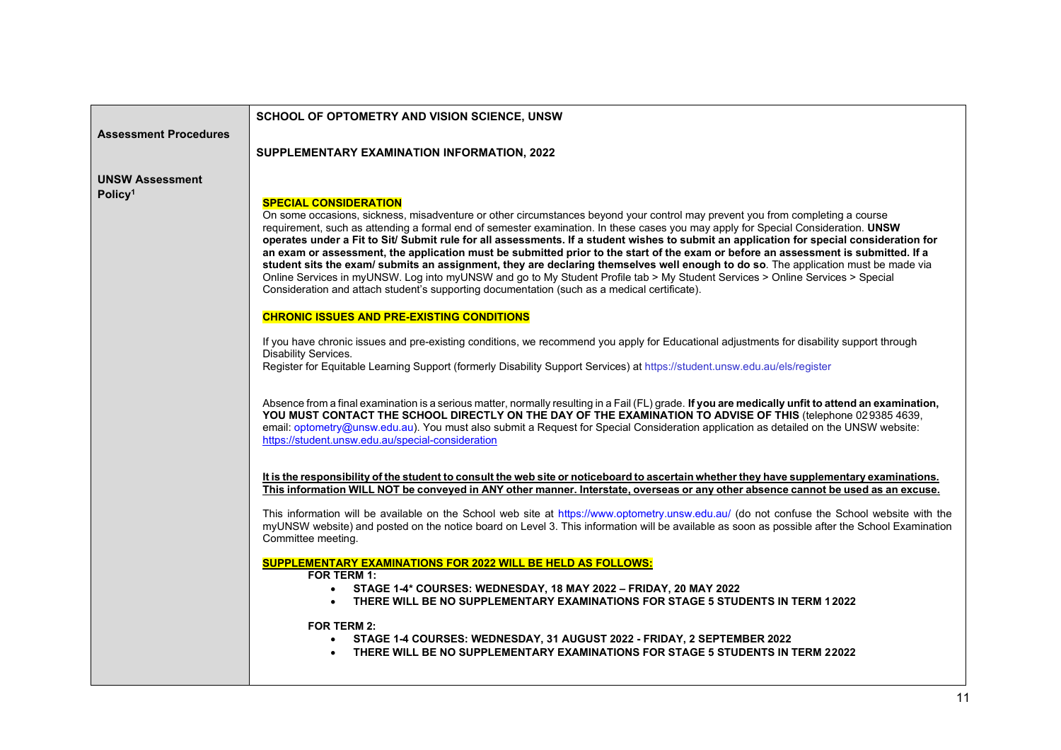**Assessment Procedures**

**UNSW Assessment Policy**[1]

**SCHOOL OF OPTOMETRY AND VISION SCIENCE, UNSW**

**SUPPLEMENTARY EXAMINATION INFORMATION, 2022**

**SPECIAL CONSIDERATION**

On some occasions, sickness, misadventure or other circumstances beyond your control may prevent you from completing a course requirement, such as attending a formal end of semester examination. In these cases you may apply for Special Consideration. **UNSW operates under a Fit to Sit/ Submit rule for all assessments. If a student wishes to submit an application for special consideration for an exam or assessment, the application must be submitted prior to the start of the exam or before an assessment is submitted. If a student sits the exam/ submits an assignment, they are declaring themselves well enough to do so**. The application must be made via Online Services in myUNSW. Log into myUNSW and go to My Student Profile tab > My Student Services > Online Services > Special Consideration and attach student's supporting documentation (such as a medical certificate).

**CHRONIC ISSUES AND PRE-EXISTING CONDITIONS**

If you have chronic issues and pre-existing conditions, we recommend you apply for Educational adjustments for disability support through Disability Services.
Register for Equitable Learning Support (formerly Disability Support Services) at https://student.unsw.edu.au/els/register

Absence from a final examination is a serious matter, normally resulting in a Fail (FL) grade. **If you are medically unfit to attend an examination, YOU MUST CONTACT THE SCHOOL DIRECTLY ON THE DAY OF THE EXAMINATION TO ADVISE OF THIS** (telephone 02 9385 4639, email: optometry@unsw.edu.au). You must also submit a Request for Special Consideration application as detailed on the UNSW website: https://student.unsw.edu.au/special-consideration

**It is the responsibility of the student to consult the web site or noticeboard to ascertain whether they have supplementary examinations. This information WILL NOT be conveyed in ANY other manner. Interstate, overseas or any other absence cannot be used as an excuse.**

This information will be available on the School web site at https://www.optometry.unsw.edu.au/ (do not confuse the School website with the myUNSW website) and posted on the notice board on Level 3. This information will be available as soon as possible after the School Examination Committee meeting.

**SUPPLEMENTARY EXAMINATIONS FOR 2022 WILL BE HELD AS FOLLOWS:**

**FOR TERM 1:**

- **STAGE 1-4* COURSES: WEDNESDAY, 18 MAY 2022 – FRIDAY, 20 MAY 2022**
- **THERE WILL BE NO SUPPLEMENTARY EXAMINATIONS FOR STAGE 5 STUDENTS IN TERM 1 2022**

**FOR TERM 2:**

- **STAGE 1-4 COURSES: WEDNESDAY, 31 AUGUST 2022 - FRIDAY, 2 SEPTEMBER 2022**
- **THERE WILL BE NO SUPPLEMENTARY EXAMINATIONS FOR STAGE 5 STUDENTS IN TERM 2 2022**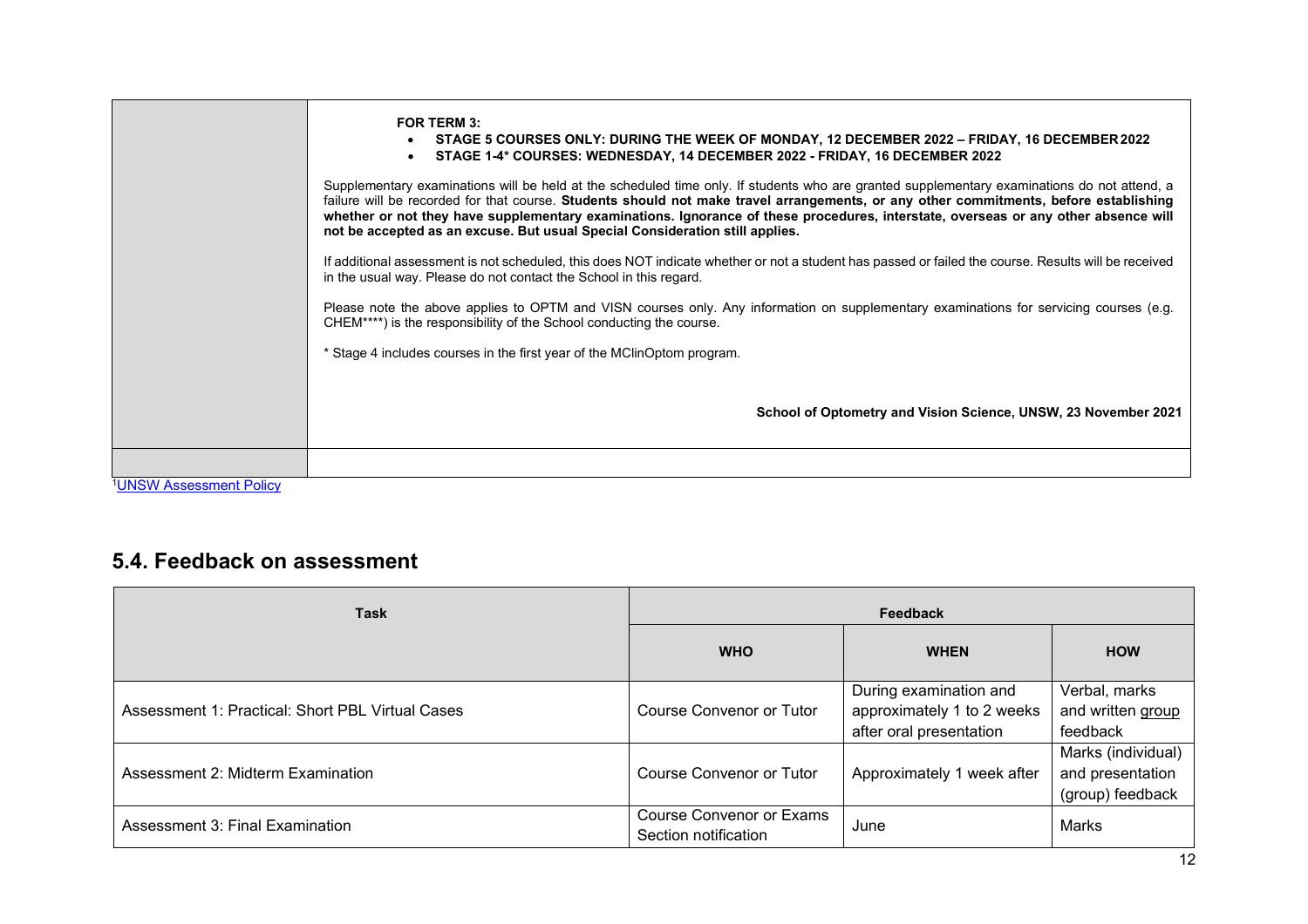| | **FOR TERM 3:**<br>• **STAGE 5 COURSES ONLY: DURING THE WEEK OF MONDAY, 12 DECEMBER 2022 – FRIDAY, 16 DECEMBER 2022**<br>• **STAGE 1-4* COURSES: WEDNESDAY, 14 DECEMBER 2022 - FRIDAY, 16 DECEMBER 2022**<br><br>Supplementary examinations will be held at the scheduled time only. If students who are granted supplementary examinations do not attend, a failure will be recorded for that course. **Students should not make travel arrangements, or any other commitments, before establishing whether or not they have supplementary examinations. Ignorance of these procedures, interstate, overseas or any other absence will not be accepted as an excuse. But usual Special Consideration still applies.**<br><br>If additional assessment is not scheduled, this does NOT indicate whether or not a student has passed or failed the course. Results will be received in the usual way. Please do not contact the School in this regard.<br><br>Please note the above applies to OPTM and VISN courses only. Any information on supplementary examinations for servicing courses (e.g. CHEM****) is the responsibility of the School conducting the course.<br><br>* Stage 4 includes courses in the first year of the MClinOptom program.<br><br>**School of Optometry and Vision Science, UNSW, 23 November 2021** |
|---|---|
| | |

[1]UNSW Assessment Policy

## 5.4. Feedback on assessment

| Task | Feedback | | |
|---|---|---|---|
| | **WHO** | **WHEN** | **HOW** |
| Assessment 1: Practical: Short PBL Virtual Cases | Course Convenor or Tutor | During examination and approximately 1 to 2 weeks after oral presentation | Verbal, marks and written group feedback |
| Assessment 2: Midterm Examination | Course Convenor or Tutor | Approximately 1 week after | Marks (individual) and presentation (group) feedback |
| Assessment 3: Final Examination | Course Convenor or Exams Section notification | June | Marks |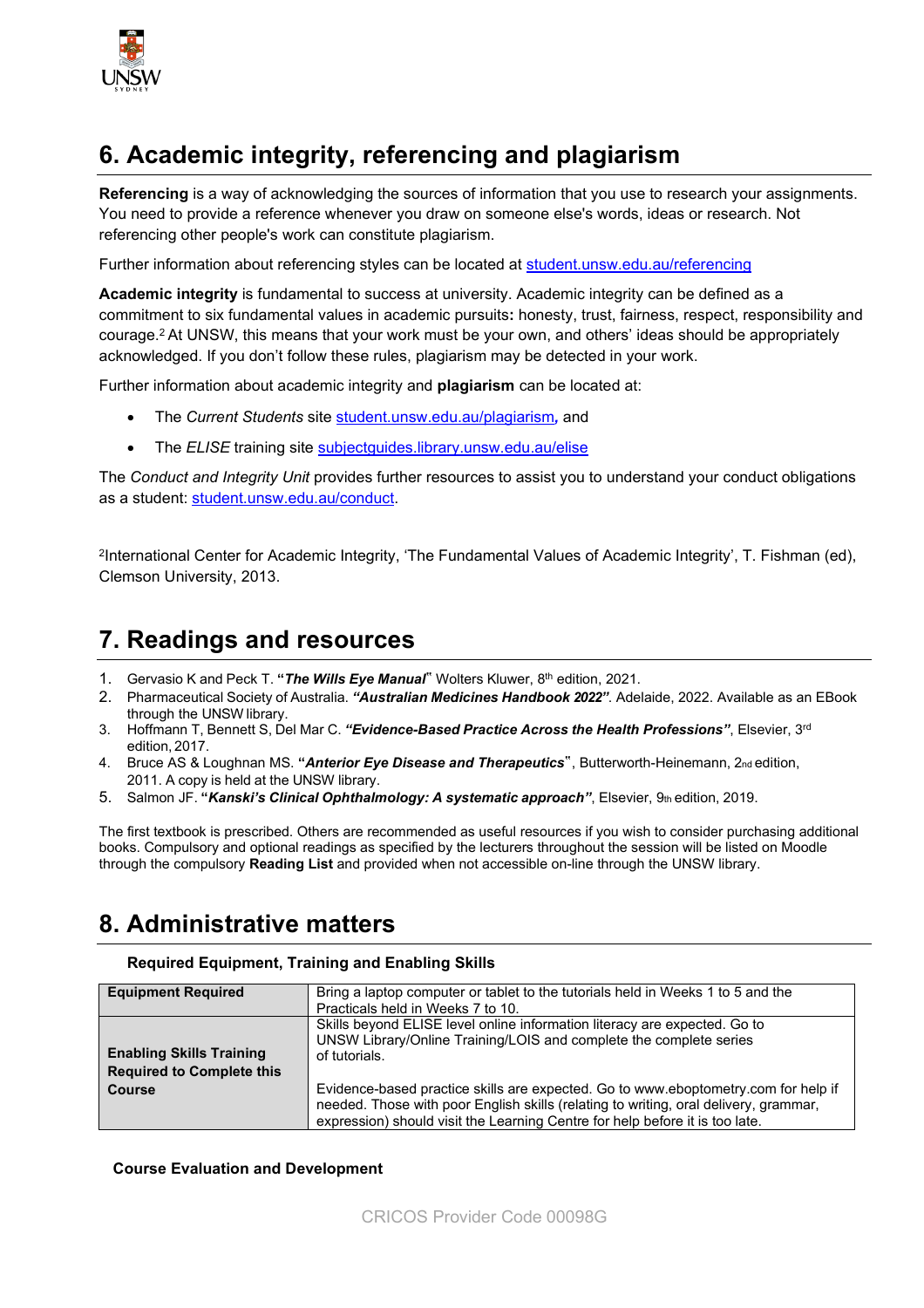## 6. Academic integrity, referencing and plagiarism

**Referencing** is a way of acknowledging the sources of information that you use to research your assignments. You need to provide a reference whenever you draw on someone else's words, ideas or research. Not referencing other people's work can constitute plagiarism.

Further information about referencing styles can be located at student.unsw.edu.au/referencing

**Academic integrity** is fundamental to success at university. Academic integrity can be defined as a commitment to six fundamental values in academic pursuits**:** honesty, trust, fairness, respect, responsibility and courage.[2] At UNSW, this means that your work must be your own, and others' ideas should be appropriately acknowledged. If you don't follow these rules, plagiarism may be detected in your work.

Further information about academic integrity and **plagiarism** can be located at:

- The *Current Students* site student.unsw.edu.au/plagiarism*,* and
- The *ELISE* training site subjectguides.library.unsw.edu.au/elise

The *Conduct and Integrity Unit* provides further resources to assist you to understand your conduct obligations as a student: student.unsw.edu.au/conduct.

[2]International Center for Academic Integrity, 'The Fundamental Values of Academic Integrity', T. Fishman (ed), Clemson University, 2013.

## 7. Readings and resources

1. Gervasio K and Peck T. **"*The Wills Eye Manual*"** Wolters Kluwer, 8th edition, 2021.
2. Pharmaceutical Society of Australia. ***"Australian Medicines Handbook 2022"***. Adelaide, 2022. Available as an EBook through the UNSW library.
3. Hoffmann T, Bennett S, Del Mar C. ***"Evidence-Based Practice Across the Health Professions"***, Elsevier, 3rd edition, 2017.
4. Bruce AS & Loughnan MS. **"*Anterior Eye Disease and Therapeutics*"**, Butterworth-Heinemann, 2nd edition, 2011. A copy is held at the UNSW library.
5. Salmon JF. **"*Kanski's Clinical Ophthalmology: A systematic approach"***, Elsevier, 9th edition, 2019.

The first textbook is prescribed. Others are recommended as useful resources if you wish to consider purchasing additional books. Compulsory and optional readings as specified by the lecturers throughout the session will be listed on Moodle through the compulsory **Reading List** and provided when not accessible on-line through the UNSW library.

## 8. Administrative matters

### Required Equipment, Training and Enabling Skills

| | |
|---|---|
| **Equipment Required** | Bring a laptop computer or tablet to the tutorials held in Weeks 1 to 5 and the Practicals held in Weeks 7 to 10. |
| **Enabling Skills Training Required to Complete this Course** | Skills beyond ELISE level online information literacy are expected. Go to UNSW Library/Online Training/LOIS and complete the complete series of tutorials.<br><br>Evidence-based practice skills are expected. Go to www.eboptometry.com for help if needed. Those with poor English skills (relating to writing, oral delivery, grammar, expression) should visit the Learning Centre for help before it is too late. |

### Course Evaluation and Development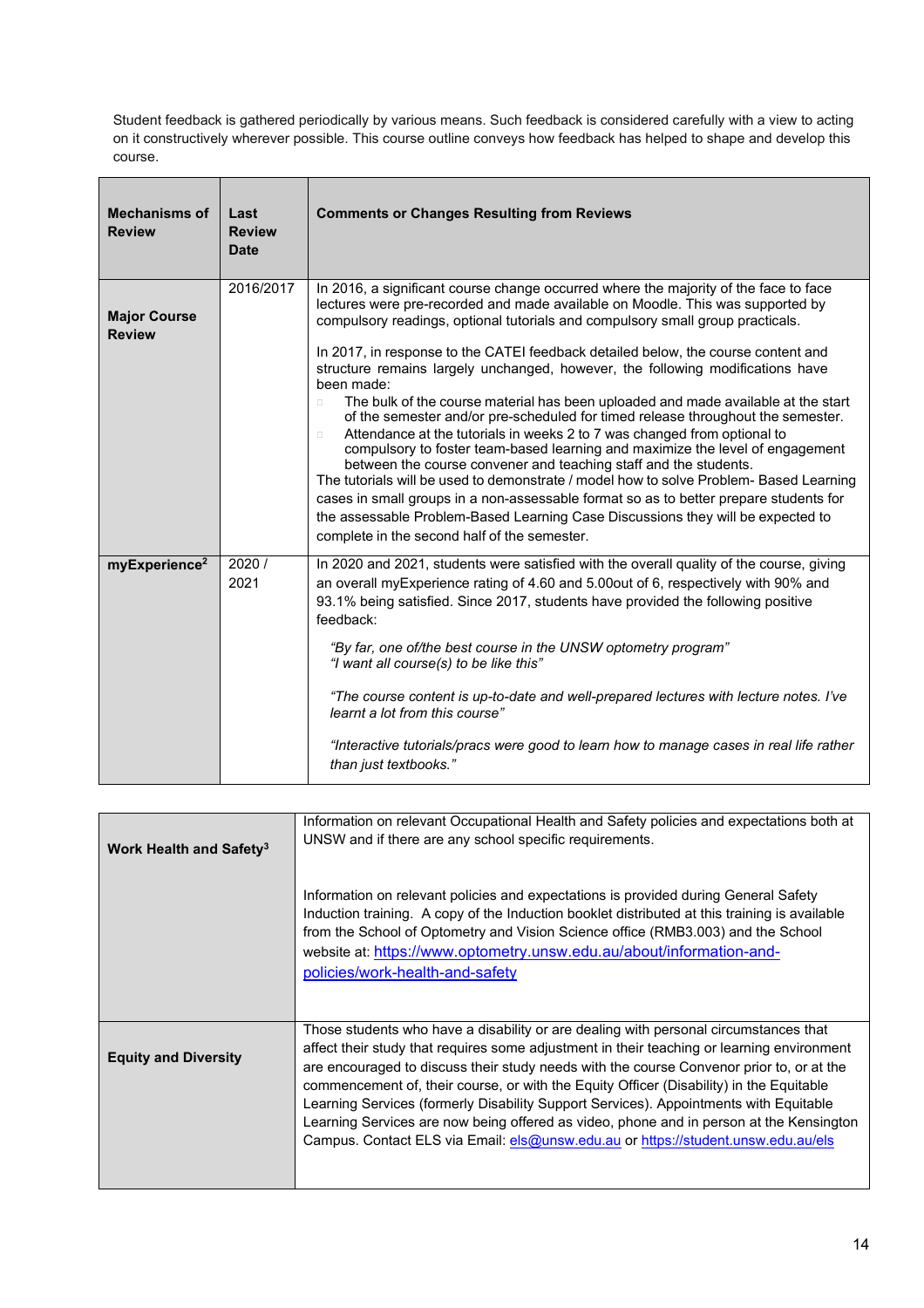Student feedback is gathered periodically by various means. Such feedback is considered carefully with a view to acting on it constructively wherever possible. This course outline conveys how feedback has helped to shape and develop this course.

| Mechanisms of Review | Last Review Date | Comments or Changes Resulting from Reviews |
|---|---|---|
| **Major Course Review** | 2016/2017 | In 2016, a significant course change occurred where the majority of the face to face lectures were pre-recorded and made available on Moodle. This was supported by compulsory readings, optional tutorials and compulsory small group practicals.<br><br>In 2017, in response to the CATEI feedback detailed below, the course content and structure remains largely unchanged, however, the following modifications have been made:<br>- The bulk of the course material has been uploaded and made available at the start of the semester and/or pre-scheduled for timed release throughout the semester.<br>- Attendance at the tutorials in weeks 2 to 7 was changed from optional to compulsory to foster team-based learning and maximize the level of engagement between the course convener and teaching staff and the students.<br><br>The tutorials will be used to demonstrate / model how to solve Problem- Based Learning cases in small groups in a non-assessable format so as to better prepare students for the assessable Problem-Based Learning Case Discussions they will be expected to complete in the second half of the semester. |
| **myExperience[2]** | 2020 / 2021 | In 2020 and 2021, students were satisfied with the overall quality of the course, giving an overall myExperience rating of 4.60 and 5.00out of 6, respectively with 90% and 93.1% being satisfied. Since 2017, students have provided the following positive feedback:<br><br>*"By far, one of/the best course in the UNSW optometry program"*<br>*"I want all course(s) to be like this"*<br><br>*"The course content is up-to-date and well-prepared lectures with lecture notes. I've learnt a lot from this course"*<br><br>*"Interactive tutorials/pracs were good to learn how to manage cases in real life rather than just textbooks."* |

| | |
|---|---|
| **Work Health and Safety[3]** | Information on relevant Occupational Health and Safety policies and expectations both at UNSW and if there are any school specific requirements.<br><br>Information on relevant policies and expectations is provided during General Safety Induction training. A copy of the Induction booklet distributed at this training is available from the School of Optometry and Vision Science office (RMB3.003) and the School website at: [https://www.optometry.unsw.edu.au/about/information-and-policies/work-health-and-safety](https://www.optometry.unsw.edu.au/about/information-and-policies/work-health-and-safety) |
| **Equity and Diversity** | Those students who have a disability or are dealing with personal circumstances that affect their study that requires some adjustment in their teaching or learning environment are encouraged to discuss their study needs with the course Convenor prior to, or at the commencement of, their course, or with the Equity Officer (Disability) in the Equitable Learning Services (formerly Disability Support Services). Appointments with Equitable Learning Services are now being offered as video, phone and in person at the Kensington Campus. Contact ELS via Email: [els@unsw.edu.au](mailto:els@unsw.edu.au) or [https://student.unsw.edu.au/els](https://student.unsw.edu.au/els) |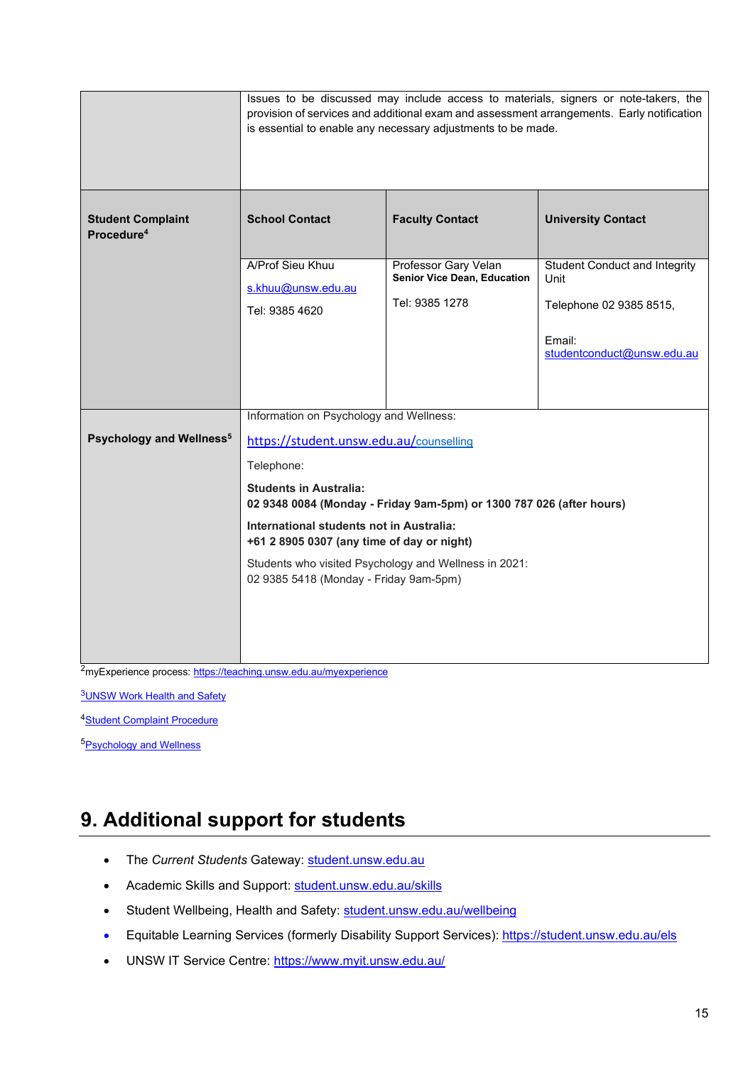| | | | |
|---|---|---|---|
| | Issues to be discussed may include access to materials, signers or note-takers, the provision of services and additional exam and assessment arrangements. Early notification is essential to enable any necessary adjustments to be made. | | |
| **Student Complaint Procedure**[4] | **School Contact** | **Faculty Contact** | **University Contact** |
| | A/Prof Sieu Khuu<br>s.khuu@unsw.edu.au<br>Tel: 9385 4620 | Professor Gary Velan<br>**Senior Vice Dean, Education**<br>Tel: 9385 1278 | Student Conduct and Integrity Unit<br>Telephone 02 9385 8515,<br>Email: studentconduct@unsw.edu.au |
| **Psychology and Wellness**[5] | Information on Psychology and Wellness:<br>https://student.unsw.edu.au/counselling<br>Telephone:<br>**Students in Australia:**<br>**02 9348 0084 (Monday - Friday 9am-5pm) or 1300 787 026 (after hours)**<br>**International students not in Australia:**<br>**+61 2 8905 0307 (any time of day or night)**<br>Students who visited Psychology and Wellness in 2021:<br>02 9385 5418 (Monday - Friday 9am-5pm) | | |

[2]myExperience process: https://teaching.unsw.edu.au/myexperience

[3]UNSW Work Health and Safety

[4]Student Complaint Procedure

[5]Psychology and Wellness

# 9. Additional support for students

- The *Current Students* Gateway: student.unsw.edu.au
- Academic Skills and Support: student.unsw.edu.au/skills
- Student Wellbeing, Health and Safety: student.unsw.edu.au/wellbeing
- Equitable Learning Services (formerly Disability Support Services): https://student.unsw.edu.au/els
- UNSW IT Service Centre: https://www.myit.unsw.edu.au/